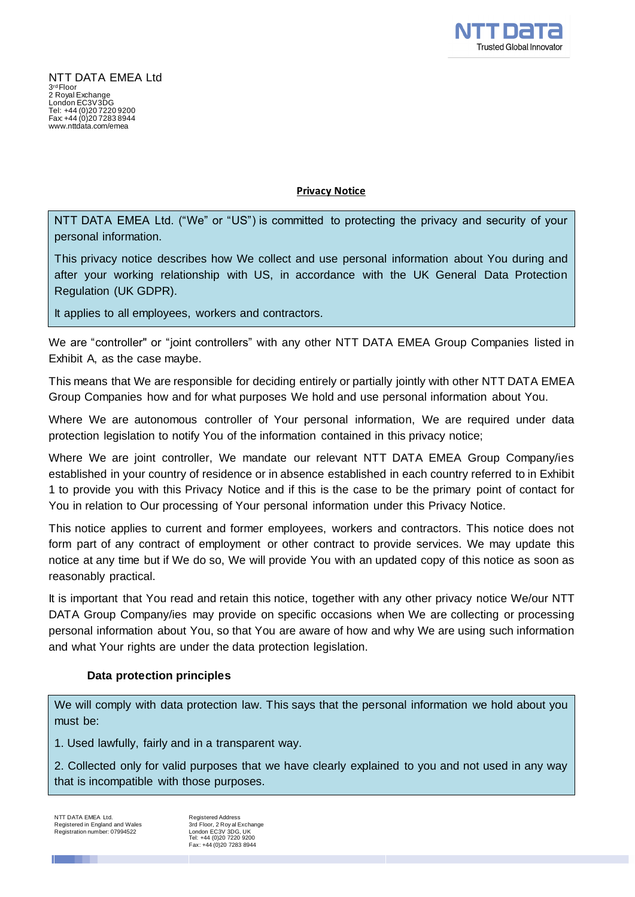NTT DATA EMEA Ltd
3rd Floor
2 Royal Exchange
London EC3V 3DG
Tel: +44 (0)20 7220 9200
Fax: +44 (0)20 7283 8944
www.nttdata.com/emea

# Privacy Notice

NTT DATA EMEA Ltd. ("We" or "US") is committed to protecting the privacy and security of your personal information.

This privacy notice describes how We collect and use personal information about You during and after your working relationship with US, in accordance with the UK General Data Protection Regulation (UK GDPR).

It applies to all employees, workers and contractors.

We are "controller" or "joint controllers" with any other NTT DATA EMEA Group Companies listed in Exhibit A, as the case maybe.

This means that We are responsible for deciding entirely or partially jointly with other NTT DATA EMEA Group Companies how and for what purposes We hold and use personal information about You.

Where We are autonomous controller of Your personal information, We are required under data protection legislation to notify You of the information contained in this privacy notice;

Where We are joint controller, We mandate our relevant NTT DATA EMEA Group Company/ies established in your country of residence or in absence established in each country referred to in Exhibit 1 to provide you with this Privacy Notice and if this is the case to be the primary point of contact for You in relation to Our processing of Your personal information under this Privacy Notice.

This notice applies to current and former employees, workers and contractors. This notice does not form part of any contract of employment or other contract to provide services. We may update this notice at any time but if We do so, We will provide You with an updated copy of this notice as soon as reasonably practical.

It is important that You read and retain this notice, together with any other privacy notice We/our NTT DATA Group Company/ies may provide on specific occasions when We are collecting or processing personal information about You, so that You are aware of how and why We are using such information and what Your rights are under the data protection legislation.

## Data protection principles

We will comply with data protection law. This says that the personal information we hold about you must be:

1. Used lawfully, fairly and in a transparent way.
2. Collected only for valid purposes that we have clearly explained to you and not used in any way that is incompatible with those purposes.

NTT DATA EMEA Ltd.
Registered in England and Wales
Registration number: 07994522

Registered Address
3rd Floor, 2 Royal Exchange
London EC3V 3DG, UK
Tel: +44 (0)20 7220 9200
Fax: +44 (0)20 7283 8944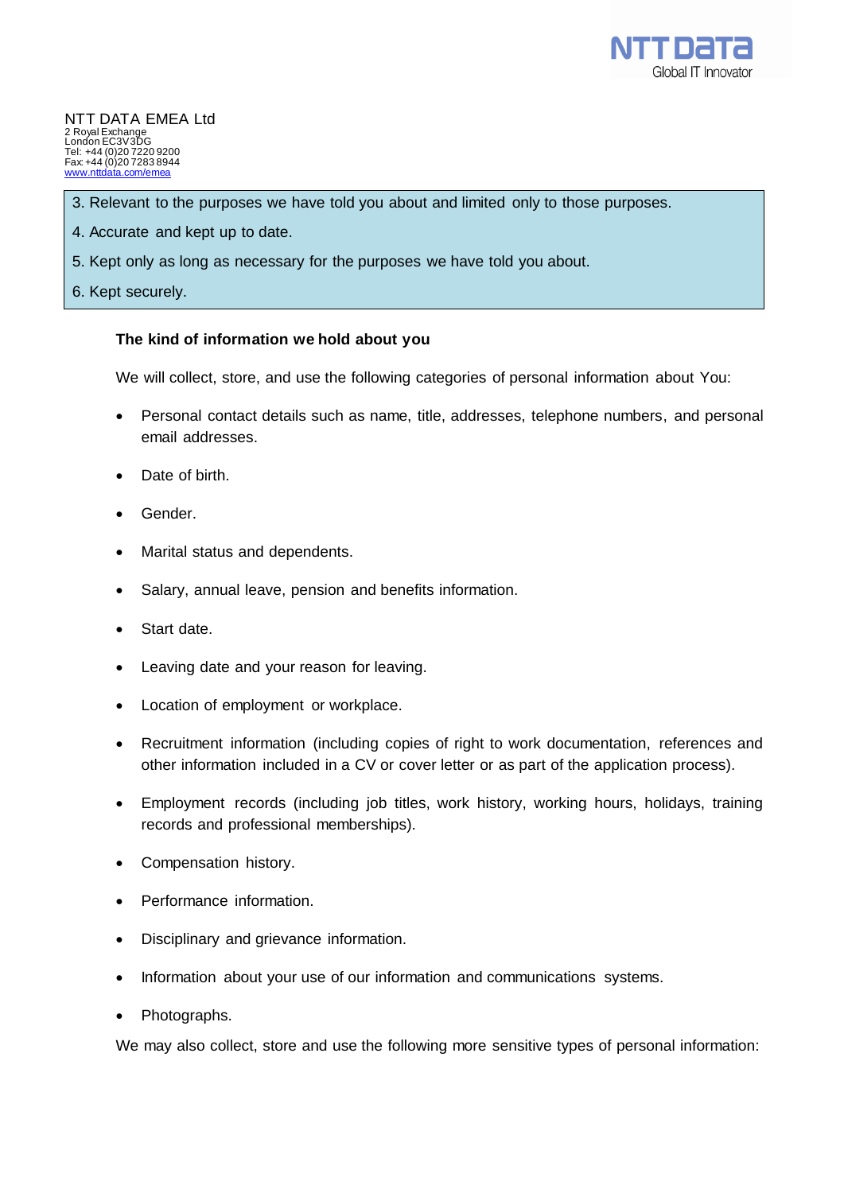3. Relevant to the purposes we have told you about and limited only to those purposes.

4. Accurate and kept up to date.

5. Kept only as long as necessary for the purposes we have told you about.

6. Kept securely.

**The kind of information we hold about you**

We will collect, store, and use the following categories of personal information about You:

- Personal contact details such as name, title, addresses, telephone numbers, and personal email addresses.
- Date of birth.
- Gender.
- Marital status and dependents.
- Salary, annual leave, pension and benefits information.
- Start date.
- Leaving date and your reason for leaving.
- Location of employment or workplace.
- Recruitment information (including copies of right to work documentation, references and other information included in a CV or cover letter or as part of the application process).
- Employment records (including job titles, work history, working hours, holidays, training records and professional memberships).
- Compensation history.
- Performance information.
- Disciplinary and grievance information.
- Information about your use of our information and communications systems.
- Photographs.

We may also collect, store and use the following more sensitive types of personal information: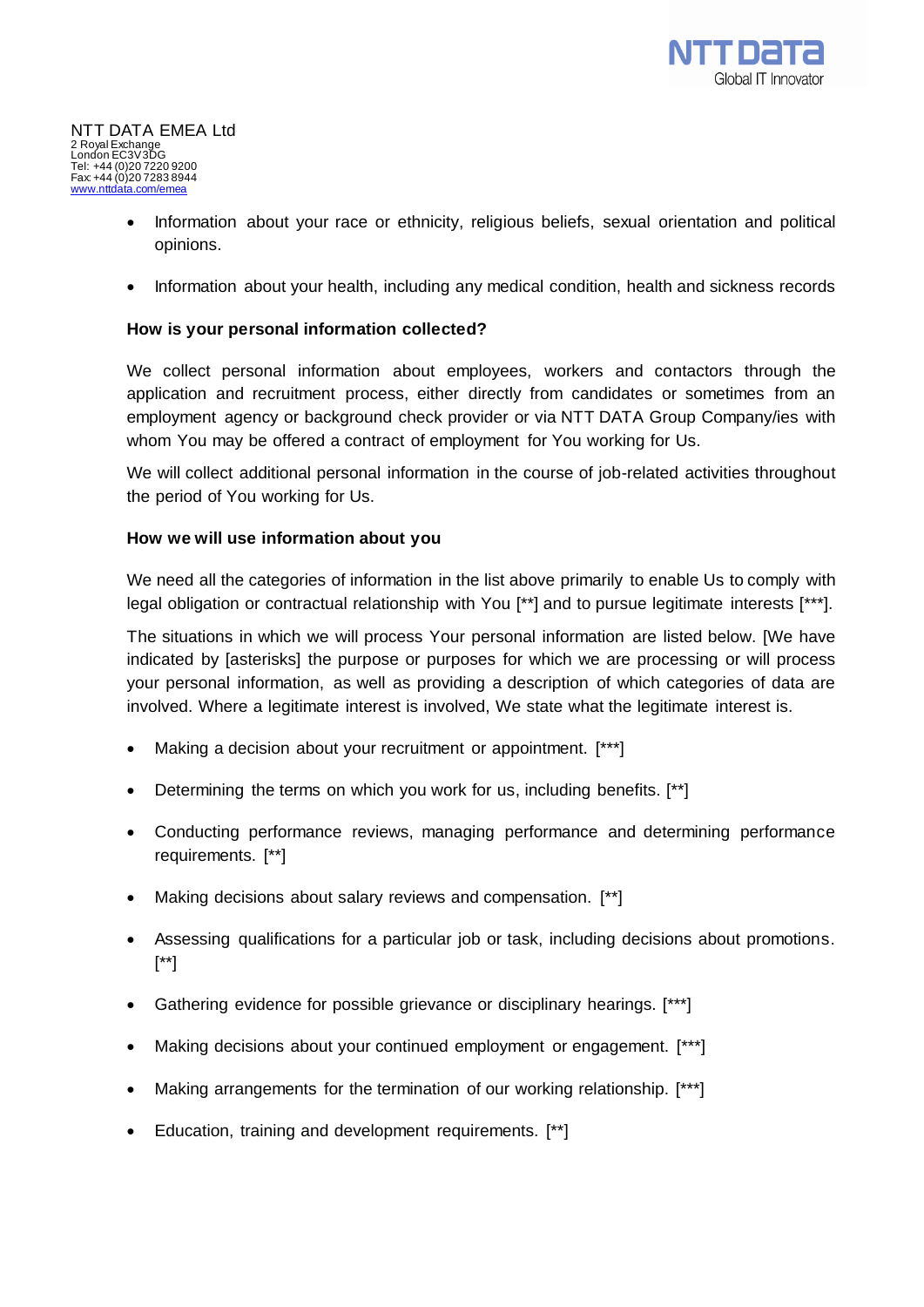- Information about your race or ethnicity, religious beliefs, sexual orientation and political opinions.

- Information about your health, including any medical condition, health and sickness records

**How is your personal information collected?**

We collect personal information about employees, workers and contactors through the application and recruitment process, either directly from candidates or sometimes from an employment agency or background check provider or via NTT DATA Group Company/ies with whom You may be offered a contract of employment for You working for Us.

We will collect additional personal information in the course of job-related activities throughout the period of You working for Us.

**How we will use information about you**

We need all the categories of information in the list above primarily to enable Us to comply with legal obligation or contractual relationship with You [**] and to pursue legitimate interests [***].

The situations in which we will process Your personal information are listed below. [We have indicated by [asterisks] the purpose or purposes for which we are processing or will process your personal information, as well as providing a description of which categories of data are involved. Where a legitimate interest is involved, We state what the legitimate interest is.

- Making a decision about your recruitment or appointment. [***]

- Determining the terms on which you work for us, including benefits. [**]

- Conducting performance reviews, managing performance and determining performance requirements. [**]

- Making decisions about salary reviews and compensation. [**]

- Assessing qualifications for a particular job or task, including decisions about promotions. [**]

- Gathering evidence for possible grievance or disciplinary hearings. [***]

- Making decisions about your continued employment or engagement. [***]

- Making arrangements for the termination of our working relationship. [***]

- Education, training and development requirements. [**]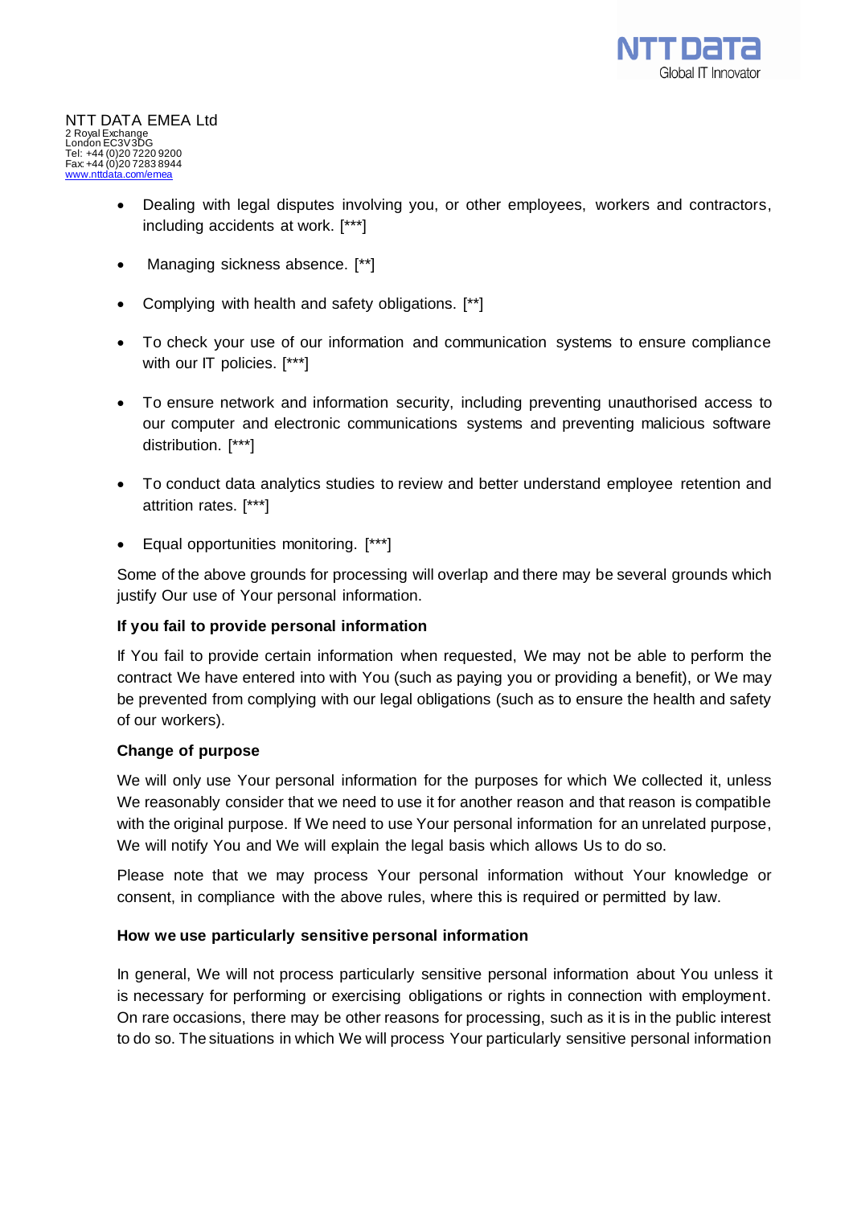- Dealing with legal disputes involving you, or other employees, workers and contractors, including accidents at work. [***]

- Managing sickness absence. [**]

- Complying with health and safety obligations. [**]

- To check your use of our information and communication systems to ensure compliance with our IT policies. [***]

- To ensure network and information security, including preventing unauthorised access to our computer and electronic communications systems and preventing malicious software distribution. [***]

- To conduct data analytics studies to review and better understand employee retention and attrition rates. [***]

- Equal opportunities monitoring. [***]

Some of the above grounds for processing will overlap and there may be several grounds which justify Our use of Your personal information.

**If you fail to provide personal information**

If You fail to provide certain information when requested, We may not be able to perform the contract We have entered into with You (such as paying you or providing a benefit), or We may be prevented from complying with our legal obligations (such as to ensure the health and safety of our workers).

**Change of purpose**

We will only use Your personal information for the purposes for which We collected it, unless We reasonably consider that we need to use it for another reason and that reason is compatible with the original purpose. If We need to use Your personal information for an unrelated purpose, We will notify You and We will explain the legal basis which allows Us to do so.

Please note that we may process Your personal information without Your knowledge or consent, in compliance with the above rules, where this is required or permitted by law.

**How we use particularly sensitive personal information**

In general, We will not process particularly sensitive personal information about You unless it is necessary for performing or exercising obligations or rights in connection with employment. On rare occasions, there may be other reasons for processing, such as it is in the public interest to do so. The situations in which We will process Your particularly sensitive personal information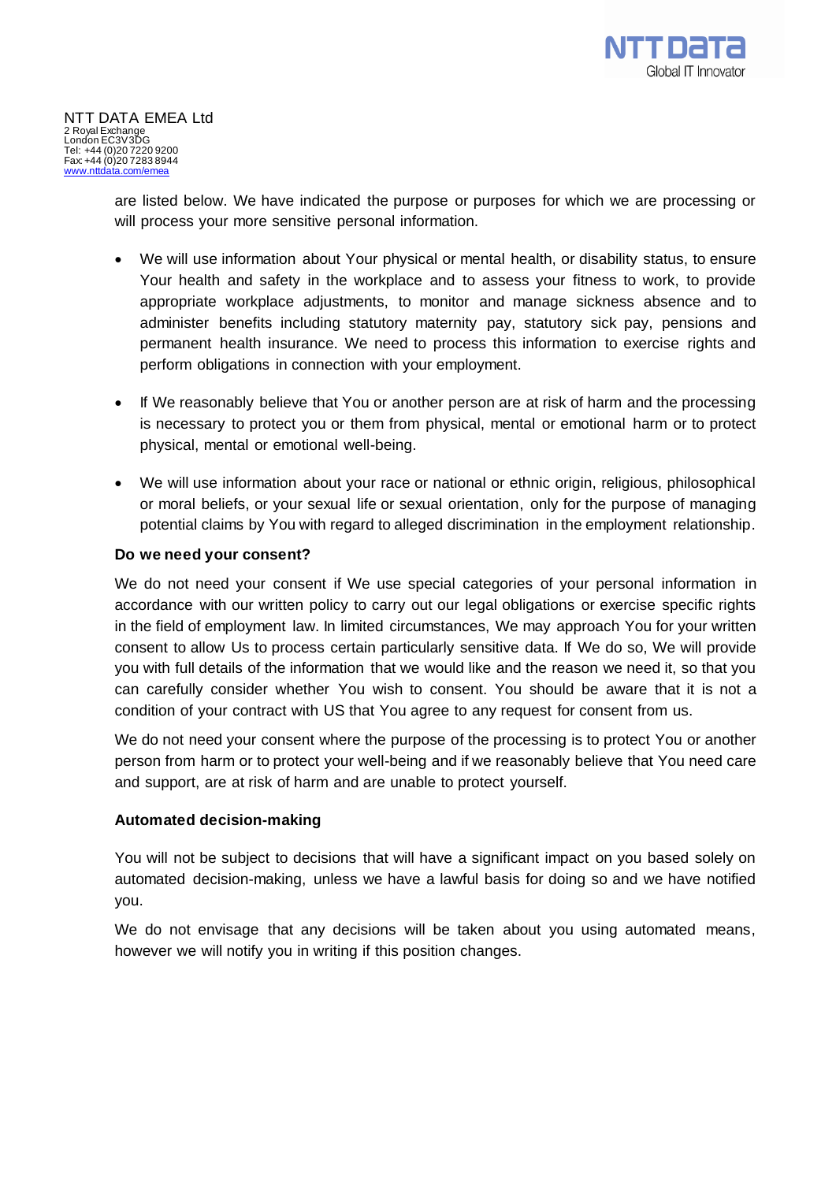are listed below. We have indicated the purpose or purposes for which we are processing or will process your more sensitive personal information.

- We will use information about Your physical or mental health, or disability status, to ensure Your health and safety in the workplace and to assess your fitness to work, to provide appropriate workplace adjustments, to monitor and manage sickness absence and to administer benefits including statutory maternity pay, statutory sick pay, pensions and permanent health insurance. We need to process this information to exercise rights and perform obligations in connection with your employment.

- If We reasonably believe that You or another person are at risk of harm and the processing is necessary to protect you or them from physical, mental or emotional harm or to protect physical, mental or emotional well-being.

- We will use information about your race or national or ethnic origin, religious, philosophical or moral beliefs, or your sexual life or sexual orientation, only for the purpose of managing potential claims by You with regard to alleged discrimination in the employment relationship.

**Do we need your consent?**

We do not need your consent if We use special categories of your personal information in accordance with our written policy to carry out our legal obligations or exercise specific rights in the field of employment law. In limited circumstances, We may approach You for your written consent to allow Us to process certain particularly sensitive data. If We do so, We will provide you with full details of the information that we would like and the reason we need it, so that you can carefully consider whether You wish to consent. You should be aware that it is not a condition of your contract with US that You agree to any request for consent from us.

We do not need your consent where the purpose of the processing is to protect You or another person from harm or to protect your well-being and if we reasonably believe that You need care and support, are at risk of harm and are unable to protect yourself.

**Automated decision-making**

You will not be subject to decisions that will have a significant impact on you based solely on automated decision-making, unless we have a lawful basis for doing so and we have notified you.

We do not envisage that any decisions will be taken about you using automated means, however we will notify you in writing if this position changes.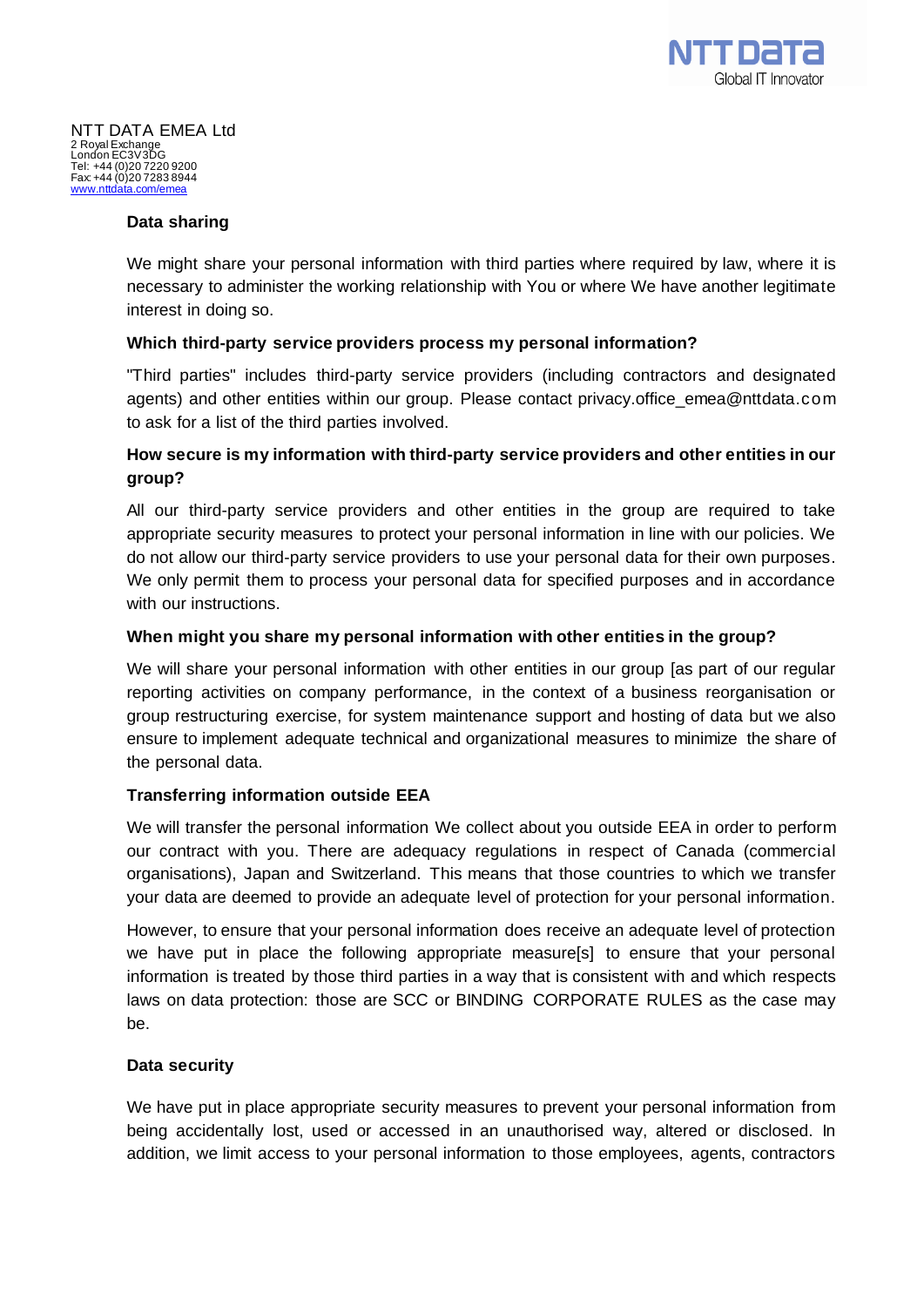NTT DATA EMEA Ltd
2 Royal Exchange
London EC3V 3DG
Tel: +44 (0)20 7220 9200
Fax: +44 (0)20 7283 8944
www.nttdata.com/emea

**Data sharing**

We might share your personal information with third parties where required by law, where it is necessary to administer the working relationship with You or where We have another legitimate interest in doing so.

**Which third-party service providers process my personal information?**

"Third parties" includes third-party service providers (including contractors and designated agents) and other entities within our group. Please contact privacy.office_emea@nttdata.com to ask for a list of the third parties involved.

**How secure is my information with third-party service providers and other entities in our group?**

All our third-party service providers and other entities in the group are required to take appropriate security measures to protect your personal information in line with our policies. We do not allow our third-party service providers to use your personal data for their own purposes. We only permit them to process your personal data for specified purposes and in accordance with our instructions.

**When might you share my personal information with other entities in the group?**

We will share your personal information with other entities in our group [as part of our regular reporting activities on company performance, in the context of a business reorganisation or group restructuring exercise, for system maintenance support and hosting of data but we also ensure to implement adequate technical and organizational measures to minimize the share of the personal data.

**Transferring information outside EEA**

We will transfer the personal information We collect about you outside EEA in order to perform our contract with you. There are adequacy regulations in respect of Canada (commercial organisations), Japan and Switzerland. This means that those countries to which we transfer your data are deemed to provide an adequate level of protection for your personal information.

However, to ensure that your personal information does receive an adequate level of protection we have put in place the following appropriate measure[s] to ensure that your personal information is treated by those third parties in a way that is consistent with and which respects laws on data protection: those are SCC or BINDING CORPORATE RULES as the case may be.

**Data security**

We have put in place appropriate security measures to prevent your personal information from being accidentally lost, used or accessed in an unauthorised way, altered or disclosed. In addition, we limit access to your personal information to those employees, agents, contractors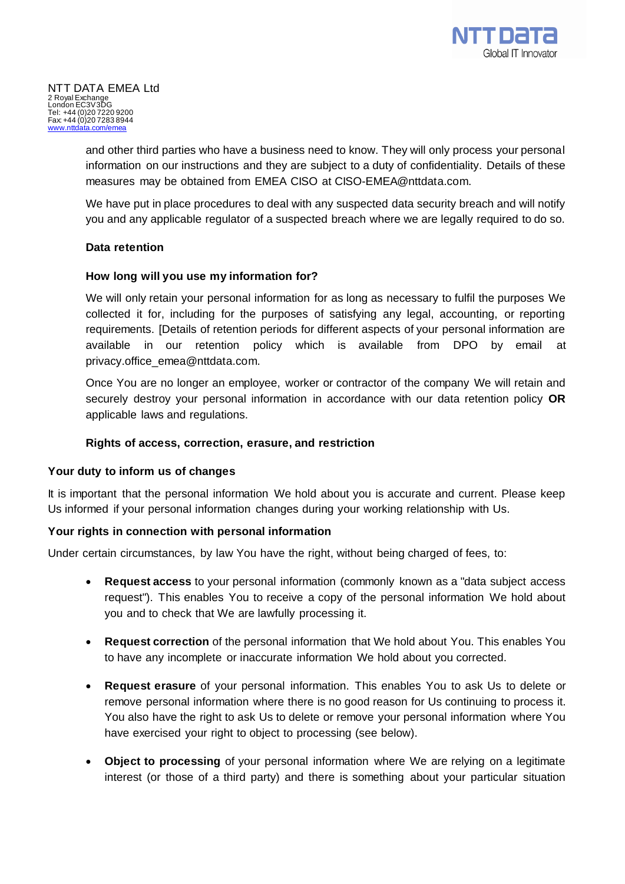and other third parties who have a business need to know. They will only process your personal information on our instructions and they are subject to a duty of confidentiality. Details of these measures may be obtained from EMEA CISO at CISO-EMEA@nttdata.com.

We have put in place procedures to deal with any suspected data security breach and will notify you and any applicable regulator of a suspected breach where we are legally required to do so.

**Data retention**

**How long will you use my information for?**

We will only retain your personal information for as long as necessary to fulfil the purposes We collected it for, including for the purposes of satisfying any legal, accounting, or reporting requirements. [Details of retention periods for different aspects of your personal information are available in our retention policy which is available from DPO by email at privacy.office_emea@nttdata.com.

Once You are no longer an employee, worker or contractor of the company We will retain and securely destroy your personal information in accordance with our data retention policy **OR** applicable laws and regulations.

**Rights of access, correction, erasure, and restriction**

**Your duty to inform us of changes**

It is important that the personal information We hold about you is accurate and current. Please keep Us informed if your personal information changes during your working relationship with Us.

**Your rights in connection with personal information**

Under certain circumstances, by law You have the right, without being charged of fees, to:

- **Request access** to your personal information (commonly known as a "data subject access request"). This enables You to receive a copy of the personal information We hold about you and to check that We are lawfully processing it.
- **Request correction** of the personal information that We hold about You. This enables You to have any incomplete or inaccurate information We hold about you corrected.
- **Request erasure** of your personal information. This enables You to ask Us to delete or remove personal information where there is no good reason for Us continuing to process it. You also have the right to ask Us to delete or remove your personal information where You have exercised your right to object to processing (see below).
- **Object to processing** of your personal information where We are relying on a legitimate interest (or those of a third party) and there is something about your particular situation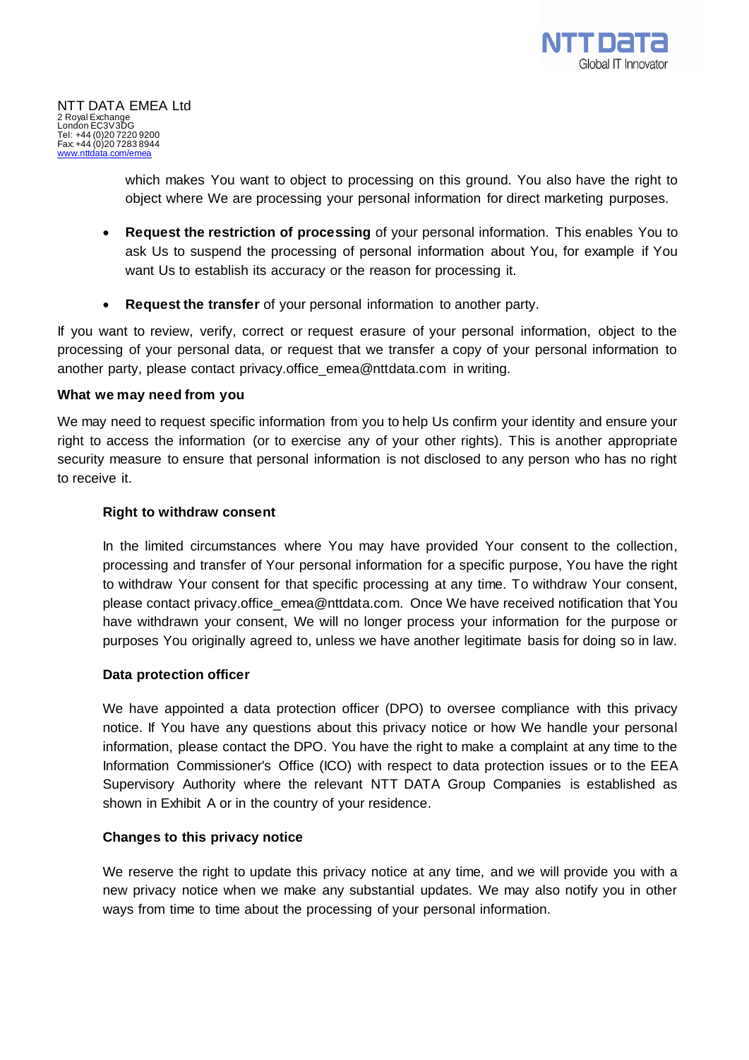which makes You want to object to processing on this ground. You also have the right to object where We are processing your personal information for direct marketing purposes.

- **Request the restriction of processing** of your personal information. This enables You to ask Us to suspend the processing of personal information about You, for example if You want Us to establish its accuracy or the reason for processing it.

- **Request the transfer** of your personal information to another party.

If you want to review, verify, correct or request erasure of your personal information, object to the processing of your personal data, or request that we transfer a copy of your personal information to another party, please contact privacy.office_emea@nttdata.com in writing.

**What we may need from you**

We may need to request specific information from you to help Us confirm your identity and ensure your right to access the information (or to exercise any of your other rights). This is another appropriate security measure to ensure that personal information is not disclosed to any person who has no right to receive it.

**Right to withdraw consent**

In the limited circumstances where You may have provided Your consent to the collection, processing and transfer of Your personal information for a specific purpose, You have the right to withdraw Your consent for that specific processing at any time. To withdraw Your consent, please contact privacy.office_emea@nttdata.com. Once We have received notification that You have withdrawn your consent, We will no longer process your information for the purpose or purposes You originally agreed to, unless we have another legitimate basis for doing so in law.

**Data protection officer**

We have appointed a data protection officer (DPO) to oversee compliance with this privacy notice. If You have any questions about this privacy notice or how We handle your personal information, please contact the DPO. You have the right to make a complaint at any time to the Information Commissioner's Office (ICO) with respect to data protection issues or to the EEA Supervisory Authority where the relevant NTT DATA Group Companies is established as shown in Exhibit A or in the country of your residence.

**Changes to this privacy notice**

We reserve the right to update this privacy notice at any time, and we will provide you with a new privacy notice when we make any substantial updates. We may also notify you in other ways from time to time about the processing of your personal information.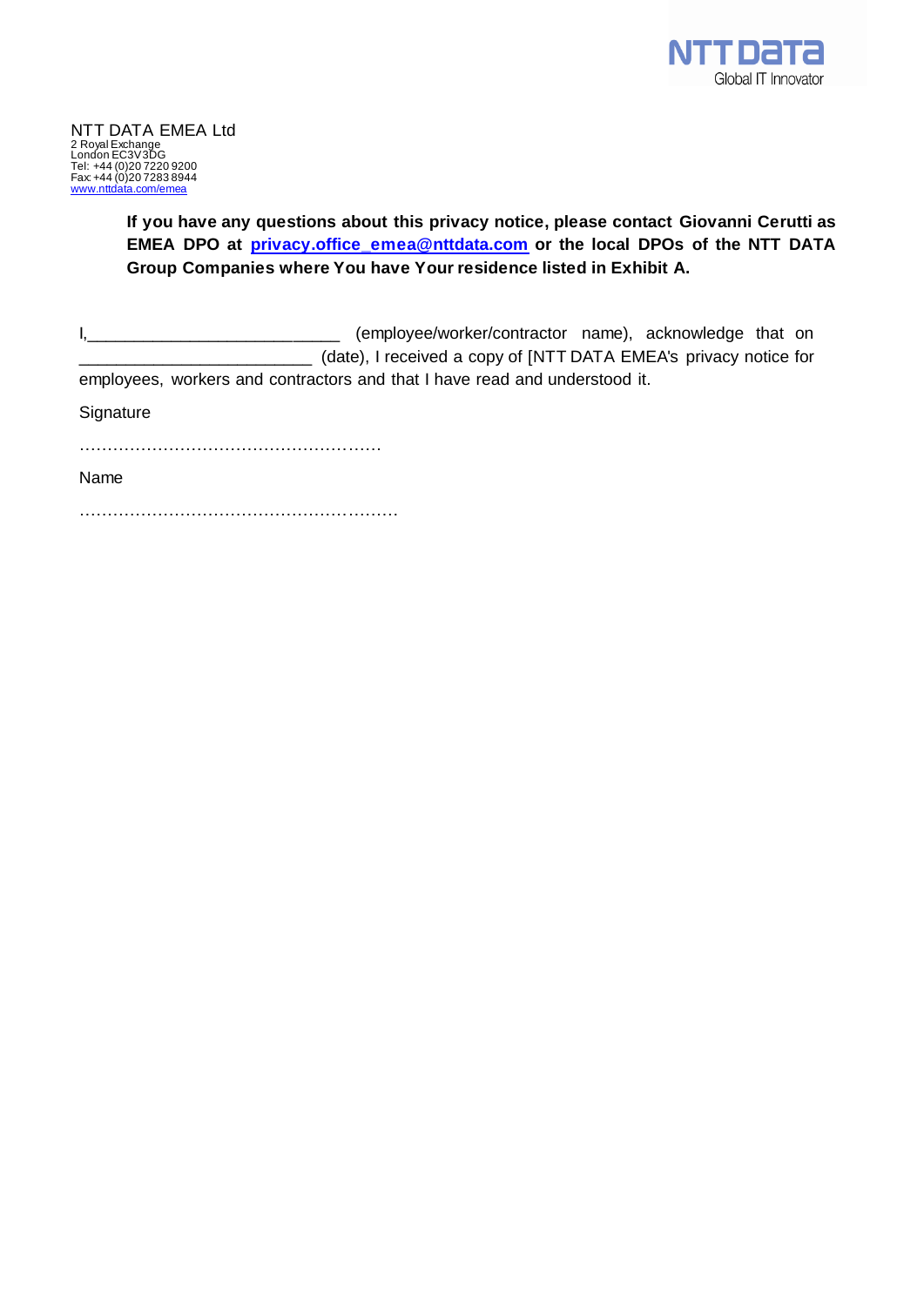NTT DATA EMEA Ltd
2 Royal Exchange
London EC3V 3DG
Tel: +44 (0)20 7220 9200
Fax: +44 (0)20 7283 8944
www.nttdata.com/emea

**If you have any questions about this privacy notice, please contact Giovanni Cerutti as EMEA DPO at privacy.office_emea@nttdata.com or the local DPOs of the NTT DATA Group Companies where You have Your residence listed in Exhibit A.**

I,__________________________ (employee/worker/contractor name), acknowledge that on ________________________ (date), I received a copy of [NTT DATA EMEA's privacy notice for employees, workers and contractors and that I have read and understood it.

Signature

………………………………………………

Name

…………………………………………………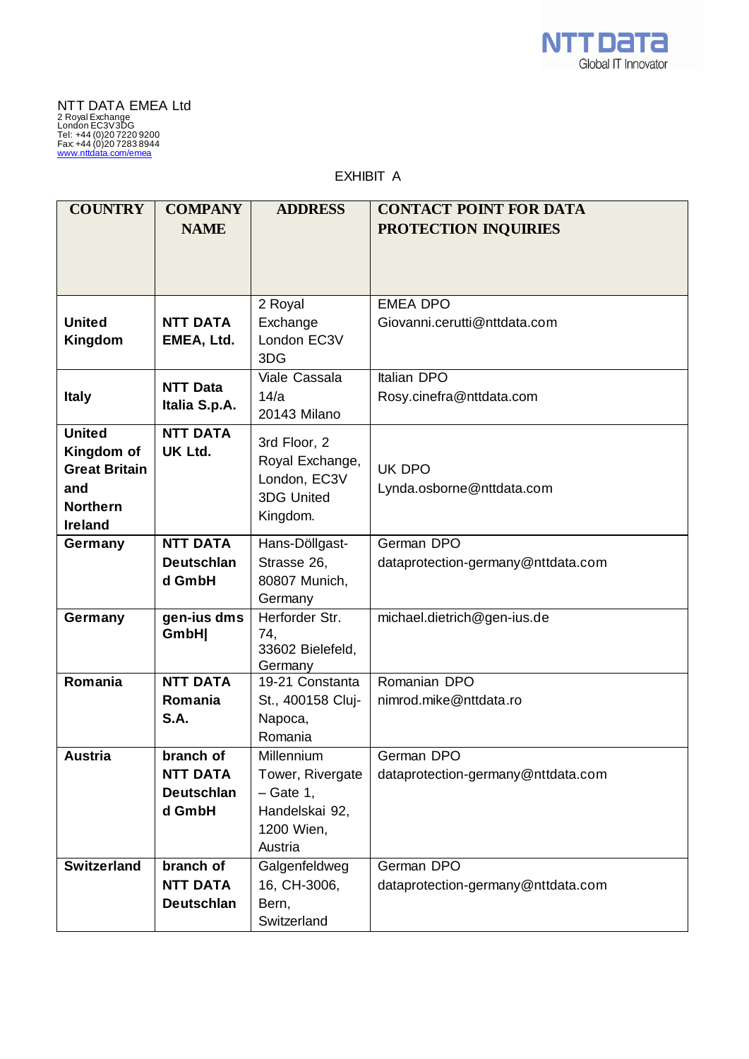NTT DATA EMEA Ltd
2 Royal Exchange
London EC3V 3DG
Tel: +44 (0)20 7220 9200
Fax: +44 (0)20 7283 8944
www.nttdata.com/emea

EXHIBIT A

| COUNTRY | COMPANY NAME | ADDRESS | CONTACT POINT FOR DATA PROTECTION INQUIRIES |
|---|---|---|---|
| **United Kingdom** | **NTT DATA EMEA, Ltd.** | 2 Royal Exchange London EC3V 3DG | EMEA DPO Giovanni.cerutti@nttdata.com |
| **Italy** | **NTT Data Italia S.p.A.** | Viale Cassala 14/a 20143 Milano | Italian DPO Rosy.cinefra@nttdata.com |
| **United Kingdom of Great Britain and Northern Ireland** | **NTT DATA UK Ltd.** | 3rd Floor, 2 Royal Exchange, London, EC3V 3DG United Kingdom. | UK DPO Lynda.osborne@nttdata.com |
| **Germany** | **NTT DATA Deutschland GmbH** | Hans-Döllgast-Strasse 26, 80807 Munich, Germany | German DPO dataprotection-germany@nttdata.com |
| **Germany** | **gen-ius dms GmbH\|** | Herforder Str. 74, 33602 Bielefeld, Germany | michael.dietrich@gen-ius.de |
| **Romania** | **NTT DATA Romania S.A.** | 19-21 Constanta St., 400158 Cluj-Napoca, Romania | Romanian DPO nimrod.mike@nttdata.ro |
| **Austria** | **branch of NTT DATA Deutschland GmbH** | Millennium Tower, Rivergate – Gate 1, Handelskai 92, 1200 Wien, Austria | German DPO dataprotection-germany@nttdata.com |
| **Switzerland** | **branch of NTT DATA Deutschlan** | Galgenfeldweg 16, CH-3006, Bern, Switzerland | German DPO dataprotection-germany@nttdata.com |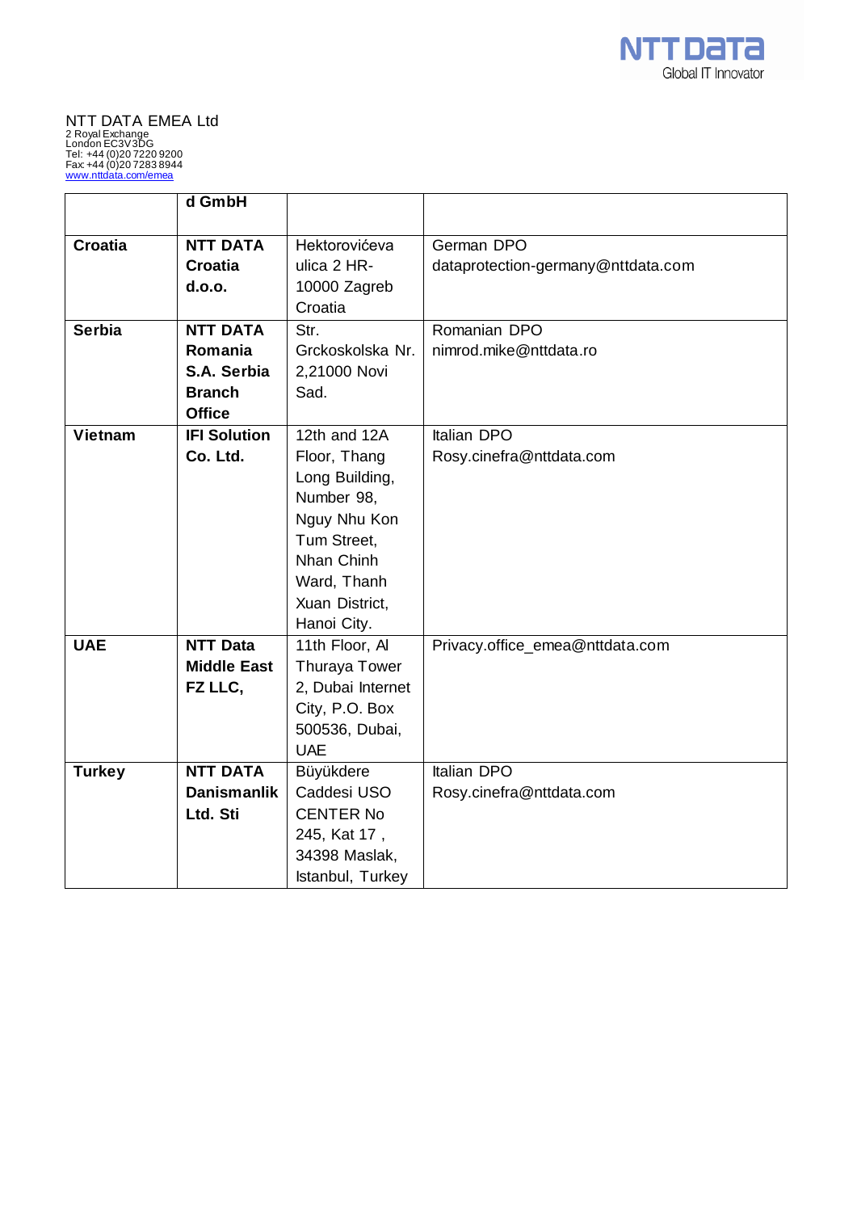NTT DATA EMEA Ltd
2 Royal Exchange
London EC3V 3DG
Tel: +44 (0)20 7220 9200
Fax: +44 (0)20 7283 8944
www.nttdata.com/emea

| | | | |
|---|---|---|---|
| | **d GmbH** | | |
| **Croatia** | **NTT DATA Croatia d.o.o.** | Hektorovićeva ulica 2 HR-10000 Zagreb Croatia | German DPO dataprotection-germany@nttdata.com |
| **Serbia** | **NTT DATA Romania S.A. Serbia Branch Office** | Str. Grckoskolska Nr. 2,21000 Novi Sad. | Romanian DPO nimrod.mike@nttdata.ro |
| **Vietnam** | **IFI Solution Co. Ltd.** | 12th and 12A Floor, Thang Long Building, Number 98, Nguy Nhu Kon Tum Street, Nhan Chinh Ward, Thanh Xuan District, Hanoi City. | Italian DPO Rosy.cinefra@nttdata.com |
| **UAE** | **NTT Data Middle East FZ LLC,** | 11th Floor, Al Thuraya Tower 2, Dubai Internet City, P.O. Box 500536, Dubai, UAE | Privacy.office_emea@nttdata.com |
| **Turkey** | **NTT DATA Danismanlik Ltd. Sti** | Büyükdere Caddesi USO CENTER No 245, Kat 17 , 34398 Maslak, Istanbul, Turkey | Italian DPO Rosy.cinefra@nttdata.com |